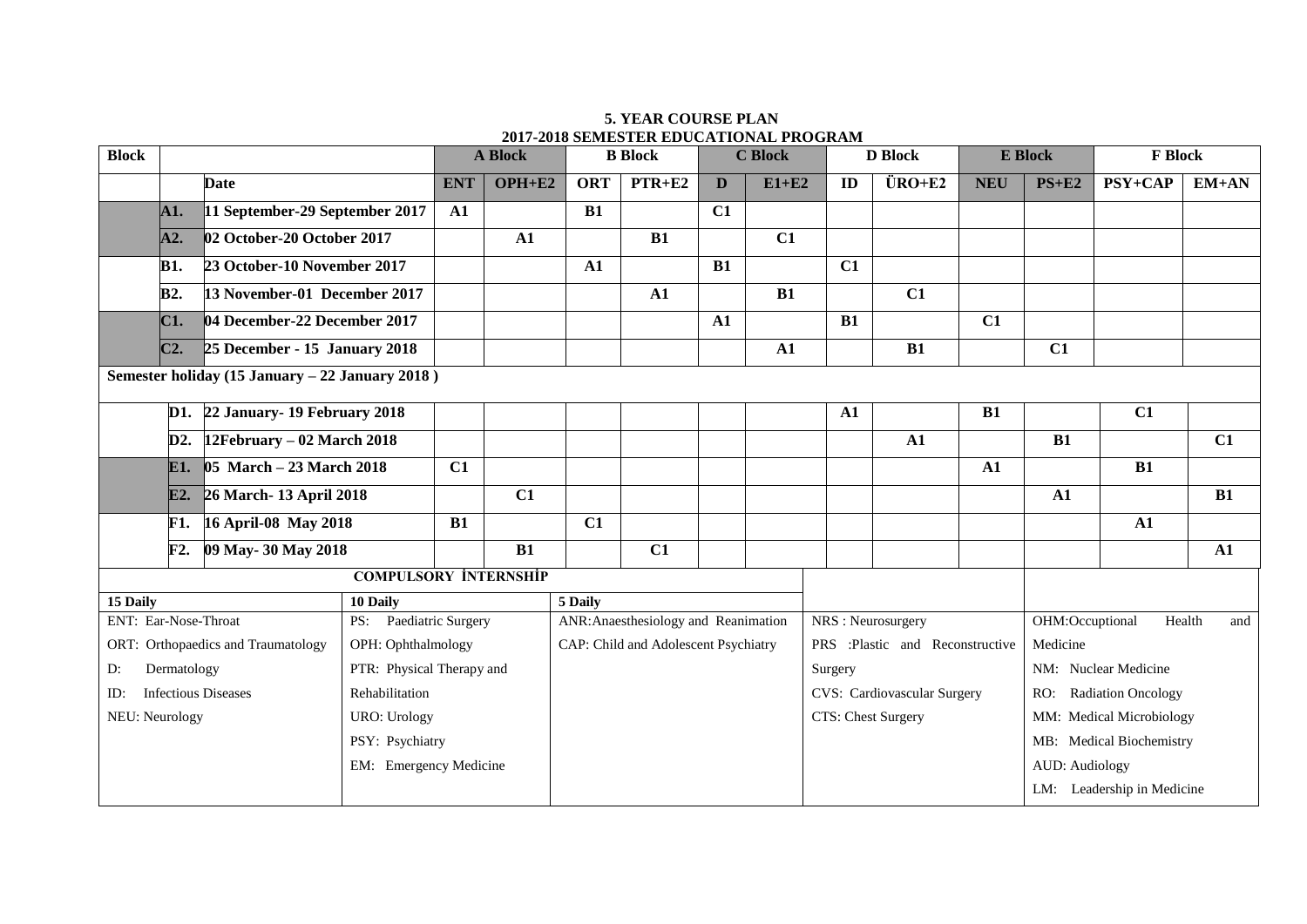# 5. YEAR COURSE PLAN
## 2017-2018 SEMESTER EDUCATIONAL PROGRAM

| Block | | | A Block | | B Block | | C Block | | D Block | | E Block | | F Block | |
|---|---|---|---|---|---|---|---|---|---|---|---|---|---|---|
| | | **Date** | **ENT** | **OPH+E2** | **ORT** | **PTR+E2** | **D** | **E1+E2** | **ID** | **ÜRO+E2** | **NEU** | **PS+E2** | **PSY+CAP** | **EM+AN** |
| | **A1.** | **11 September-29 September 2017** | **A1** | | **B1** | | **C1** | | | | | | | |
| | **A2.** | **02 October-20 October 2017** | | **A1** | | **B1** | | **C1** | | | | | | |
| | **B1.** | **23 October-10 November 2017** | | | **A1** | | **B1** | | **C1** | | | | | |
| | **B2.** | **13 November-01 December 2017** | | | | **A1** | | **B1** | | **C1** | | | | |
| | **C1.** | **04 December-22 December 2017** | | | | | **A1** | | **B1** | | **C1** | | | |
| | **C2.** | **25 December - 15 January 2018** | | | | | | **A1** | | **B1** | | **C1** | | |
| **Semester holiday (15 January – 22 January 2018 )** | | | | | | | | | | | | | | |
| | **D1.** | **22 January- 19 February 2018** | | | | | | | **A1** | | **B1** | | **C1** | |
| | **D2.** | **12February – 02 March 2018** | | | | | | | | **A1** | | **B1** | | **C1** |
| | **E1.** | **05 March – 23 March 2018** | **C1** | | | | | | | | **A1** | | **B1** | |
| | **E2.** | **26 March- 13 April 2018** | | **C1** | | | | | | | | **A1** | | **B1** |
| | **F1.** | **16 April-08 May 2018** | **B1** | | **C1** | | | | | | | | **A1** | |
| | **F2.** | **09 May- 30 May 2018** | | **B1** | | **C1** | | | | | | | | **A1** |

**COMPULSORY İNTERNSHİP**

| 15 Daily | 10 Daily | 5 Daily | | |
|---|---|---|---|---|
| ENT: Ear-Nose-Throat | PS: Paediatric Surgery | ANR: Anaesthesiology and Reanimation | NRS : Neurosurgery | OHM: Occuptional Health and Medicine |
| ORT: Orthopaedics and Traumatology | OPH: Ophthalmology | CAP: Child and Adolescent Psychiatry | PRS :Plastic and Reconstructive Surgery | NM: Nuclear Medicine |
| D: Dermatology | PTR: Physical Therapy and Rehabilitation | | CVS: Cardiovascular Surgery | RO: Radiation Oncology |
| ID: Infectious Diseases | URO: Urology | | CTS: Chest Surgery | MM: Medical Microbiology |
| NEU: Neurology | PSY: Psychiatry | | | MB: Medical Biochemistry |
| | EM: Emergency Medicine | | | AUD: Audiology |
| | | | | LM: Leadership in Medicine |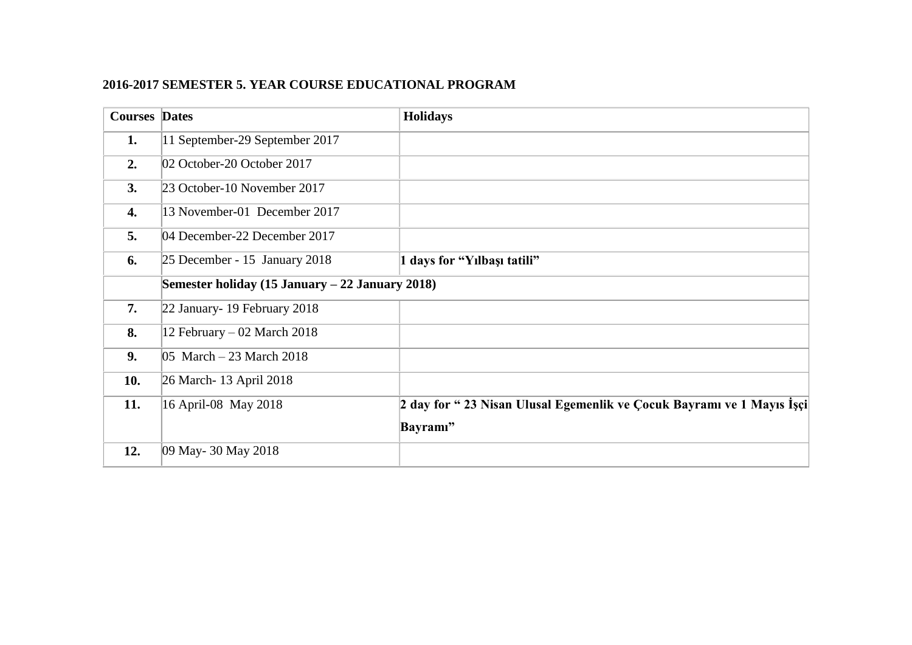**2016-2017 SEMESTER 5. YEAR COURSE EDUCATIONAL PROGRAM**

| Courses | Dates | Holidays |
|---|---|---|
| **1.** | 11 September-29 September 2017 | |
| **2.** | 02 October-20 October 2017 | |
| **3.** | 23 October-10 November 2017 | |
| **4.** | 13 November-01 December 2017 | |
| **5.** | 04 December-22 December 2017 | |
| **6.** | 25 December - 15 January 2018 | **1 days for "Yılbaşı tatili"** |
| | **Semester holiday (15 January – 22 January 2018)** | |
| **7.** | 22 January- 19 February 2018 | |
| **8.** | 12 February – 02 March 2018 | |
| **9.** | 05 March – 23 March 2018 | |
| **10.** | 26 March- 13 April 2018 | |
| **11.** | 16 April-08 May 2018 | **2 day for " 23 Nisan Ulusal Egemenlik ve Çocuk Bayramı ve 1 Mayıs İşçi Bayramı"** |
| **12.** | 09 May- 30 May 2018 | |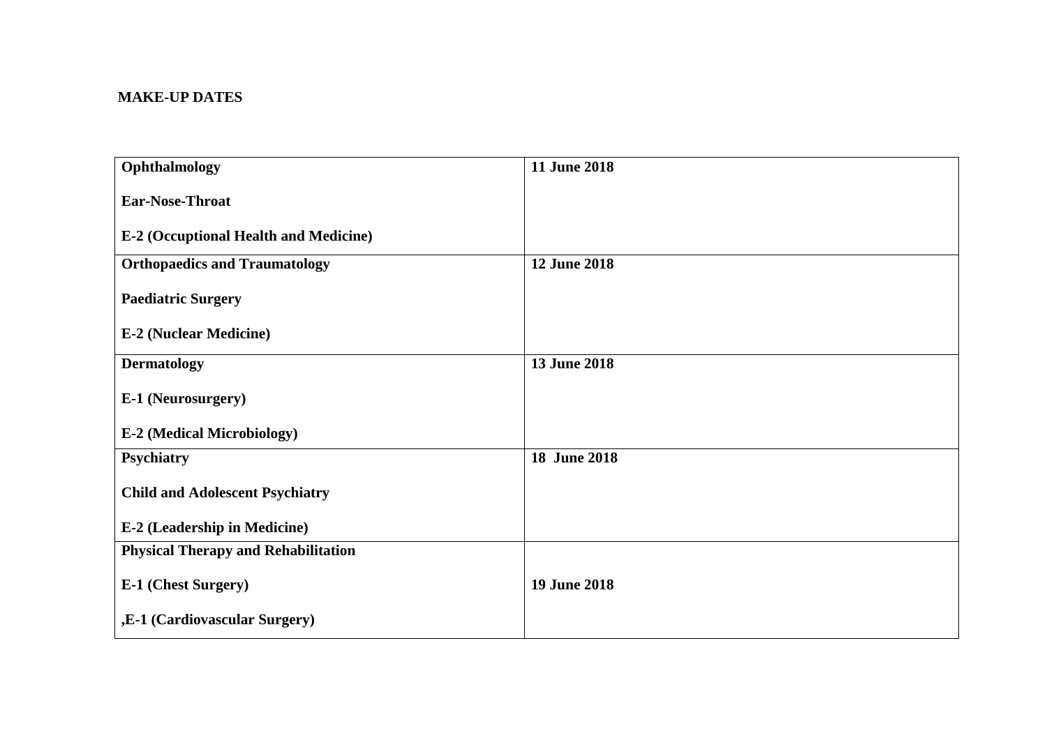**MAKE-UP DATES**

| | |
|---|---|
| **Ophthalmology**<br><br>**Ear-Nose-Throat**<br><br>**E-2 (Occuptional Health and Medicine)** | **11 June 2018** |
| **Orthopaedics and Traumatology**<br><br>**Paediatric Surgery**<br><br>**E-2 (Nuclear Medicine)** | **12 June 2018** |
| **Dermatology**<br><br>**E-1 (Neurosurgery)**<br><br>**E-2 (Medical Microbiology)** | **13 June 2018** |
| **Psychiatry**<br><br>**Child and Adolescent Psychiatry**<br><br>**E-2 (Leadership in Medicine)** | **18 June 2018** |
| **Physical Therapy and Rehabilitation**<br><br>**E-1 (Chest Surgery)**<br><br>**,E-1 (Cardiovascular Surgery)** | **19 June 2018** |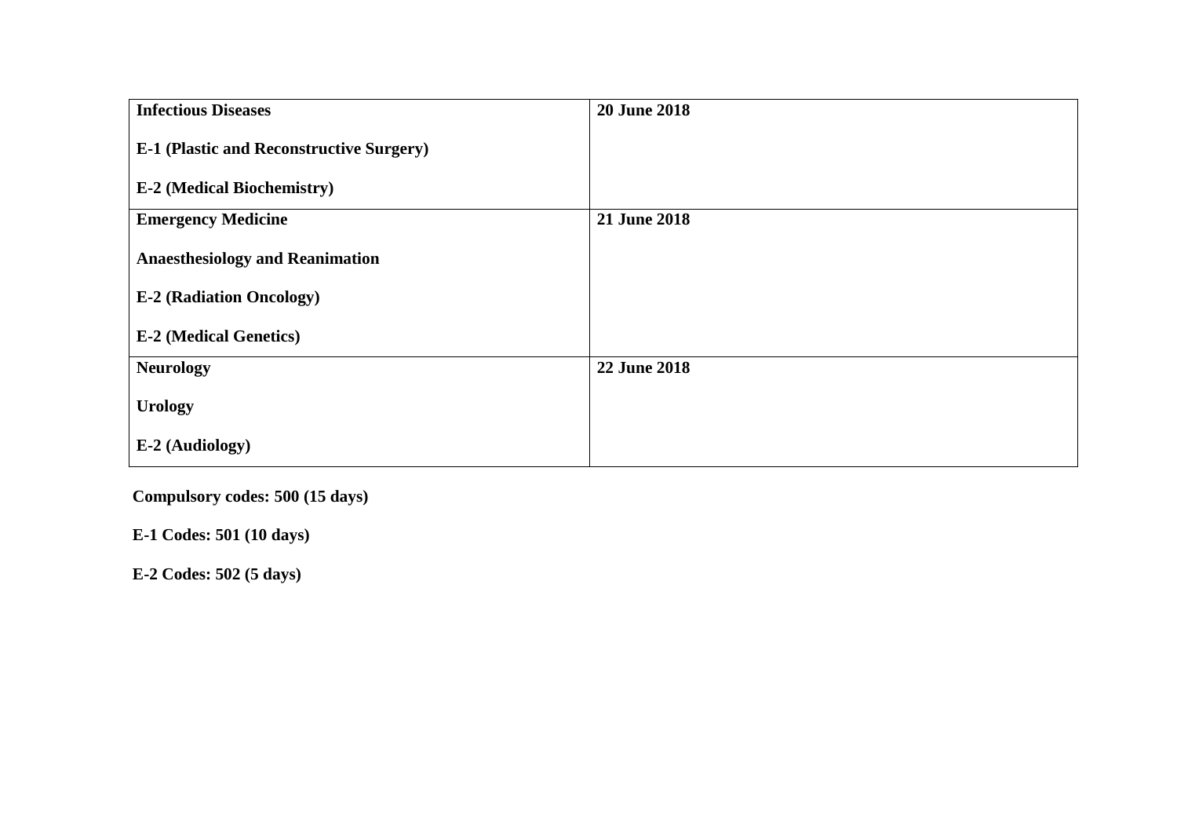| | |
|---|---|
| **Infectious Diseases**<br><br>**E-1 (Plastic and Reconstructive Surgery)**<br><br>**E-2 (Medical Biochemistry)** | **20 June 2018** |
| **Emergency Medicine**<br><br>**Anaesthesiology and Reanimation**<br><br>**E-2 (Radiation Oncology)**<br><br>**E-2 (Medical Genetics)** | **21 June 2018** |
| **Neurology**<br><br>**Urology**<br><br>**E-2 (Audiology)** | **22 June 2018** |

**Compulsory codes: 500 (15 days)**

**E-1 Codes: 501 (10 days)**

**E-2 Codes: 502 (5 days)**